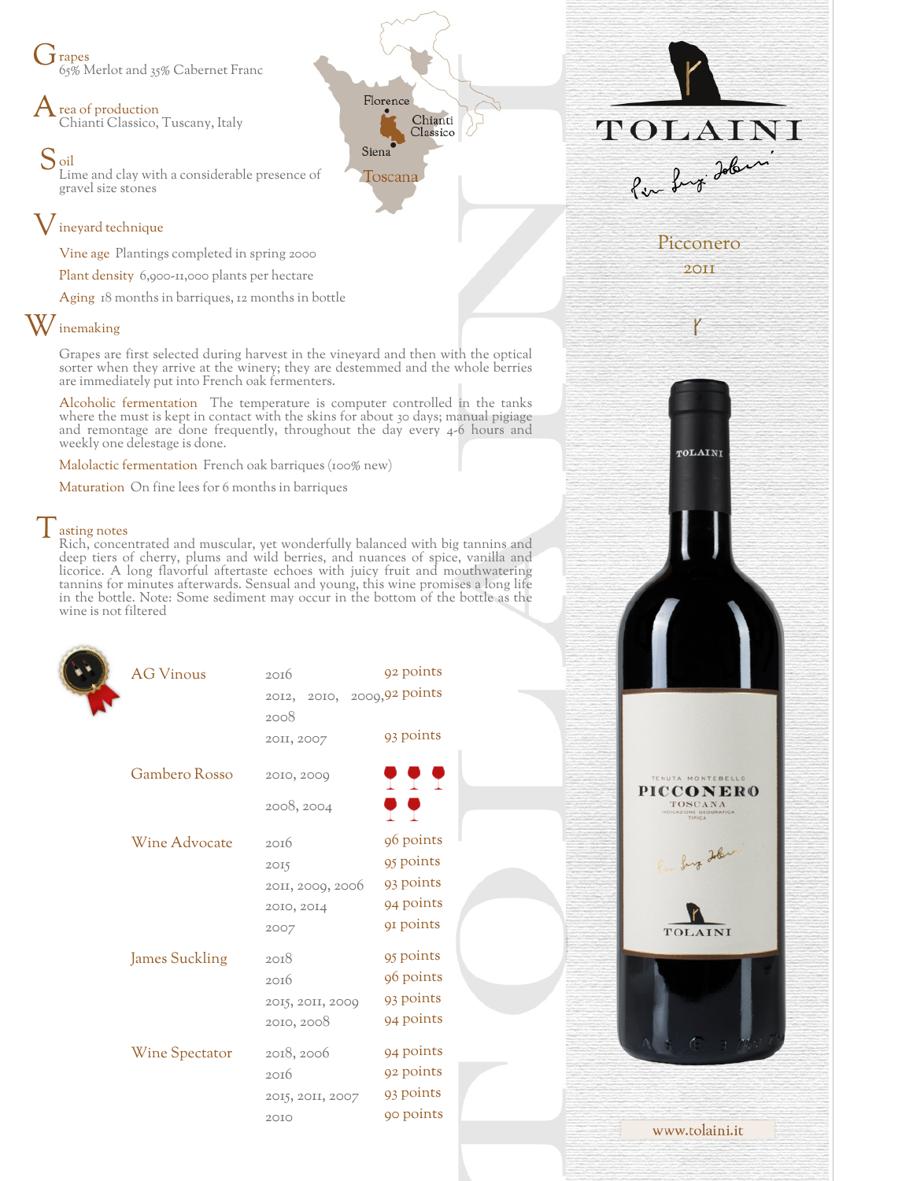# TOLAINI

## Picconero

2011

## Grapes
65% Merlot and 35% Cabernet Franc

## Area of production
Chianti Classico, Tuscany, Italy

## Soil
Lime and clay with a considerable presence of gravel size stones

## Vineyard technique

**Vine age** Plantings completed in spring 2000

**Plant density** 6,900-11,000 plants per hectare

**Aging** 18 months in barriques, 12 months in bottle

## Winemaking

Grapes are first selected during harvest in the vineyard and then with the optical sorter when they arrive at the winery; they are destemmed and the whole berries are immediately put into French oak fermenters.

**Alcoholic fermentation** The temperature is computer controlled in the tanks where the must is kept in contact with the skins for about 30 days; manual pigiage and remontage are done frequently, throughout the day every 4-6 hours and weekly one delestage is done.

**Malolactic fermentation** French oak barriques (100% new)

**Maturation** On fine lees for 6 months in barriques

## Tasting notes
Rich, concentrated and muscular, yet wonderfully balanced with big tannins and deep tiers of cherry, plums and wild berries, and nuances of spice, vanilla and licorice. A long flavorful aftertaste echoes with juicy fruit and mouthwatering tannins for minutes afterwards. Sensual and young, this wine promises a long life in the bottle. Note: Some sediment may occur in the bottom of the bottle as the wine is not filtered

| | | |
|---|---|---|
| AG Vinous | 2016 | 92 points |
| | 2012, 2010, 2009, 2008 | 92 points |
| | 2011, 2007 | 93 points |
| Gambero Rosso | 2010, 2009 | 3 glasses |
| | 2008, 2004 | 2 glasses |
| Wine Advocate | 2016 | 96 points |
| | 2015 | 95 points |
| | 2011, 2009, 2006 | 93 points |
| | 2010, 2014 | 94 points |
| | 2007 | 91 points |
| James Suckling | 2018 | 95 points |
| | 2016 | 96 points |
| | 2015, 2011, 2009 | 93 points |
| | 2010, 2008 | 94 points |
| Wine Spectator | 2018, 2006 | 94 points |
| | 2016 | 92 points |
| | 2015, 2011, 2007 | 93 points |
| | 2010 | 90 points |

www.tolaini.it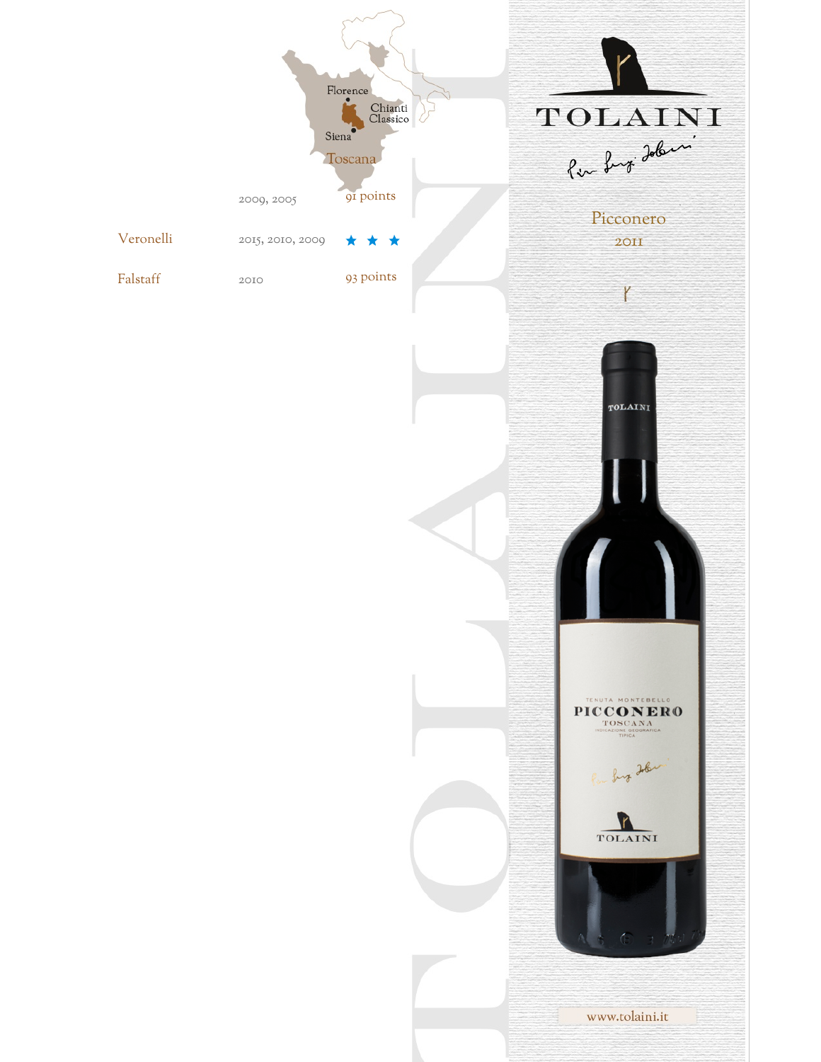Florence

Chianti Classico

Siena

Toscana

| | | |
|---|---|---|
| | 2009, 2005 | 91 points |
| Veronelli | 2015, 2010, 2009 | ★ ★ ★ |
| Falstaff | 2010 | 93 points |

TOLAINI

Picconero

2011

TENUTA MONTEBELLO

PICCONERO

TOSCANA

INDICAZIONE GEOGRAFICA TIPICA

TOLAINI

www.tolaini.it